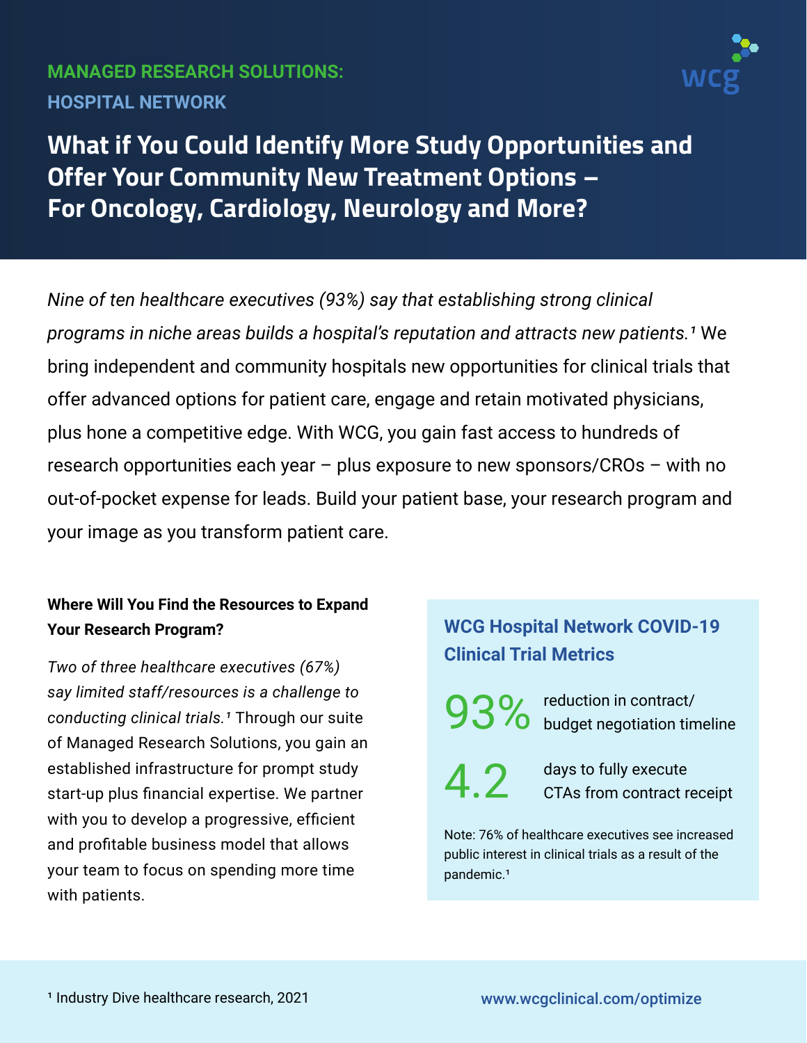**MANAGED RESEARCH SOLUTIONS:**
**HOSPITAL NETWORK**

# What if You Could Identify More Study Opportunities and Offer Your Community New Treatment Options – For Oncology, Cardiology, Neurology and More?

*Nine of ten healthcare executives (93%) say that establishing strong clinical programs in niche areas builds a hospital's reputation and attracts new patients.*[1] We bring independent and community hospitals new opportunities for clinical trials that offer advanced options for patient care, engage and retain motivated physicians, plus hone a competitive edge. With WCG, you gain fast access to hundreds of research opportunities each year – plus exposure to new sponsors/CROs – with no out-of-pocket expense for leads. Build your patient base, your research program and your image as you transform patient care.

### Where Will You Find the Resources to Expand Your Research Program?

*Two of three healthcare executives (67%) say limited staff/resources is a challenge to conducting clinical trials.*[1] Through our suite of Managed Research Solutions, you gain an established infrastructure for prompt study start-up plus financial expertise. We partner with you to develop a progressive, efficient and profitable business model that allows your team to focus on spending more time with patients.

### WCG Hospital Network COVID-19 Clinical Trial Metrics

**93%** reduction in contract/budget negotiation timeline

**4.2** days to fully execute CTAs from contract receipt

Note: 76% of healthcare executives see increased public interest in clinical trials as a result of the pandemic.[1]

[1] Industry Dive healthcare research, 2021

www.wcgclinical.com/optimize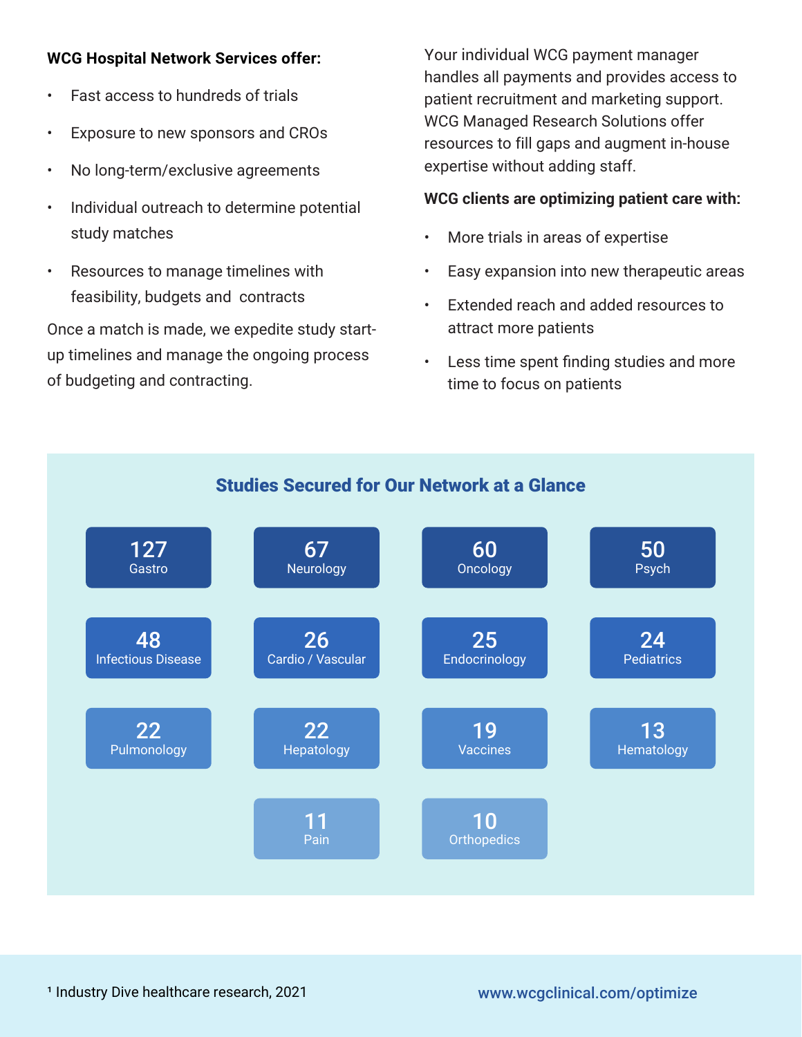**WCG Hospital Network Services offer:**

- Fast access to hundreds of trials
- Exposure to new sponsors and CROs
- No long-term/exclusive agreements
- Individual outreach to determine potential study matches
- Resources to manage timelines with feasibility, budgets and contracts

Once a match is made, we expedite study start-up timelines and manage the ongoing process of budgeting and contracting.

Your individual WCG payment manager handles all payments and provides access to patient recruitment and marketing support. WCG Managed Research Solutions offer resources to fill gaps and augment in-house expertise without adding staff.

**WCG clients are optimizing patient care with:**

- More trials in areas of expertise
- Easy expansion into new therapeutic areas
- Extended reach and added resources to attract more patients
- Less time spent finding studies and more time to focus on patients

## Studies Secured for Our Network at a Glance

127 Gastro

67 Neurology

60 Oncology

50 Psych

48 Infectious Disease

26 Cardio / Vascular

25 Endocrinology

24 Pediatrics

22 Pulmonology

22 Hepatology

19 Vaccines

13 Hematology

11 Pain

10 Orthopedics

[1] Industry Dive healthcare research, 2021

www.wcgclinical.com/optimize